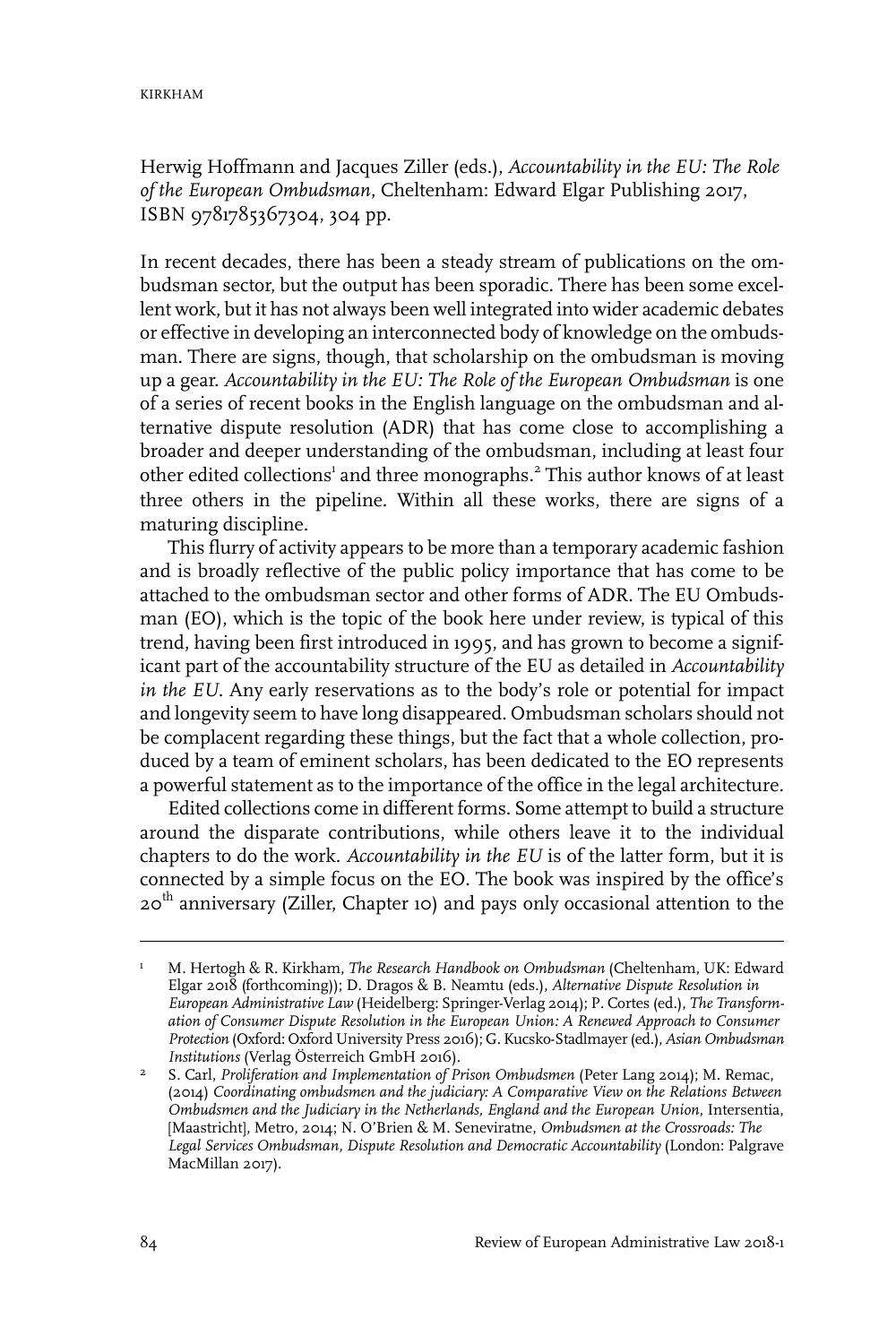Herwig Hoffmann and Jacques Ziller (eds.), *Accountability in the EU: The Role of the European Ombudsman*, Cheltenham: Edward Elgar Publishing 2017, ISBN 9781785367304, 304 pp.

In recent decades, there has been a steady stream of publications on the ombudsman sector, but the output has been sporadic. There has been some excellent work, but it has not always been well integrated into wider academic debates or effective in developing an interconnected body of knowledge on the ombudsman. There are signs, though, that scholarship on the ombudsman is moving up a gear. *Accountability in the EU: The Role of the European Ombudsman* is one of a series of recent books in the English language on the ombudsman and alternative dispute resolution (ADR) that has come close to accomplishing a broader and deeper understanding of the ombudsman, including at least four other edited collections[1] and three monographs.[2] This author knows of at least three others in the pipeline. Within all these works, there are signs of a maturing discipline.

This flurry of activity appears to be more than a temporary academic fashion and is broadly reflective of the public policy importance that has come to be attached to the ombudsman sector and other forms of ADR. The EU Ombudsman (EO), which is the topic of the book here under review, is typical of this trend, having been first introduced in 1995, and has grown to become a significant part of the accountability structure of the EU as detailed in *Accountability in the EU*. Any early reservations as to the body's role or potential for impact and longevity seem to have long disappeared. Ombudsman scholars should not be complacent regarding these things, but the fact that a whole collection, produced by a team of eminent scholars, has been dedicated to the EO represents a powerful statement as to the importance of the office in the legal architecture.

Edited collections come in different forms. Some attempt to build a structure around the disparate contributions, while others leave it to the individual chapters to do the work. *Accountability in the EU* is of the latter form, but it is connected by a simple focus on the EO. The book was inspired by the office's 20th anniversary (Ziller, Chapter 10) and pays only occasional attention to the

---

[1] M. Hertogh & R. Kirkham, *The Research Handbook on Ombudsman* (Cheltenham, UK: Edward Elgar 2018 (forthcoming)); D. Dragos & B. Neamtu (eds.), *Alternative Dispute Resolution in European Administrative Law* (Heidelberg: Springer-Verlag 2014); P. Cortes (ed.), *The Transformation of Consumer Dispute Resolution in the European Union: A Renewed Approach to Consumer Protection* (Oxford: Oxford University Press 2016); G. Kucsko-Stadlmayer (ed.), *Asian Ombudsman Institutions* (Verlag Österreich GmbH 2016).

[2] S. Carl, *Proliferation and Implementation of Prison Ombudsmen* (Peter Lang 2014); M. Remac, (2014) *Coordinating ombudsmen and the judiciary: A Comparative View on the Relations Between Ombudsmen and the Judiciary in the Netherlands, England and the European Union*, Intersentia, [Maastricht], Metro, 2014; N. O'Brien & M. Seneviratne, *Ombudsmen at the Crossroads: The Legal Services Ombudsman, Dispute Resolution and Democratic Accountability* (London: Palgrave MacMillan 2017).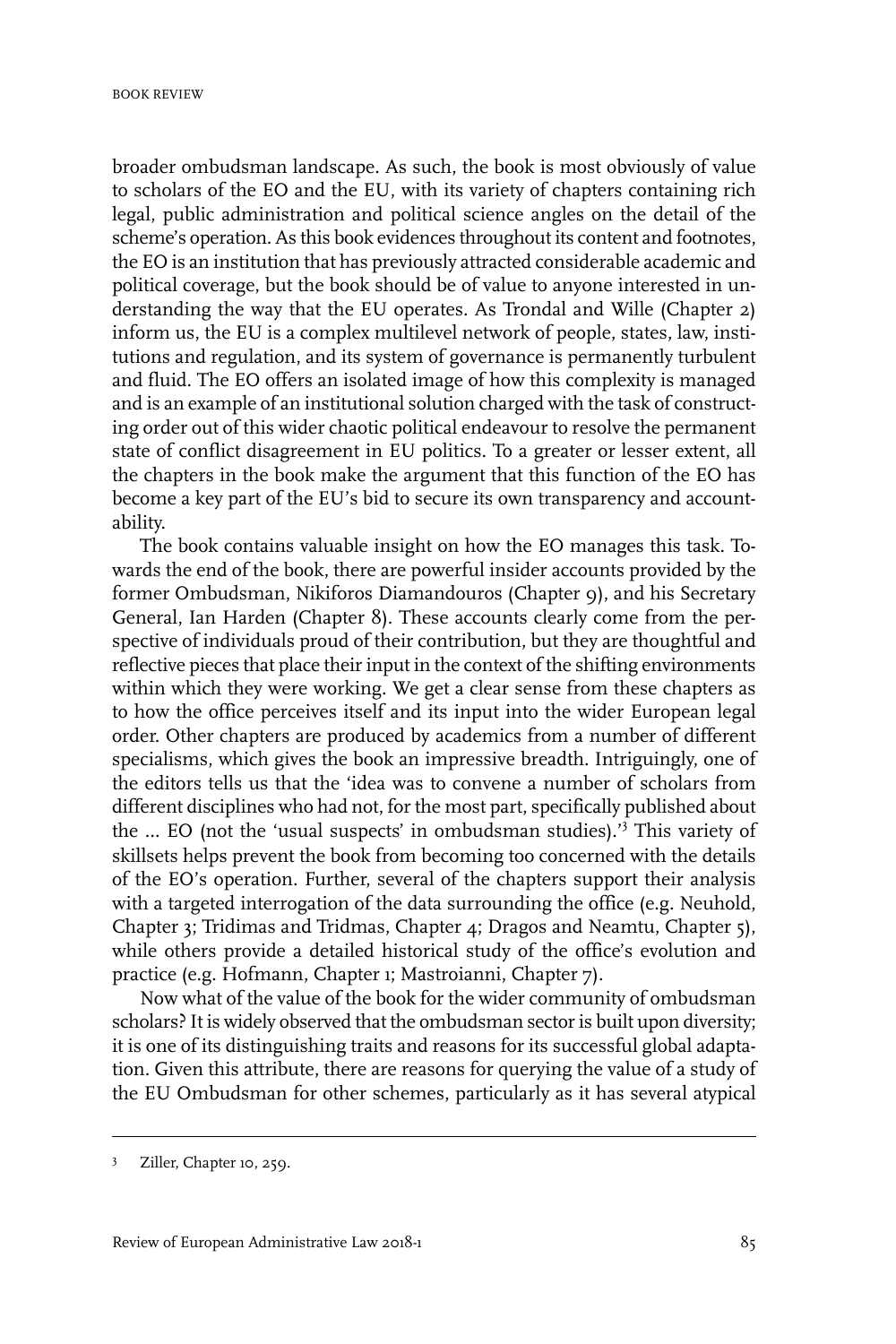broader ombudsman landscape. As such, the book is most obviously of value to scholars of the EO and the EU, with its variety of chapters containing rich legal, public administration and political science angles on the detail of the scheme's operation. As this book evidences throughout its content and footnotes, the EO is an institution that has previously attracted considerable academic and political coverage, but the book should be of value to anyone interested in understanding the way that the EU operates. As Trondal and Wille (Chapter 2) inform us, the EU is a complex multilevel network of people, states, law, institutions and regulation, and its system of governance is permanently turbulent and fluid. The EO offers an isolated image of how this complexity is managed and is an example of an institutional solution charged with the task of constructing order out of this wider chaotic political endeavour to resolve the permanent state of conflict disagreement in EU politics. To a greater or lesser extent, all the chapters in the book make the argument that this function of the EO has become a key part of the EU's bid to secure its own transparency and accountability.

The book contains valuable insight on how the EO manages this task. Towards the end of the book, there are powerful insider accounts provided by the former Ombudsman, Nikiforos Diamandouros (Chapter 9), and his Secretary General, Ian Harden (Chapter 8). These accounts clearly come from the perspective of individuals proud of their contribution, but they are thoughtful and reflective pieces that place their input in the context of the shifting environments within which they were working. We get a clear sense from these chapters as to how the office perceives itself and its input into the wider European legal order. Other chapters are produced by academics from a number of different specialisms, which gives the book an impressive breadth. Intriguingly, one of the editors tells us that the 'idea was to convene a number of scholars from different disciplines who had not, for the most part, specifically published about the ... EO (not the 'usual suspects' in ombudsman studies).'[3] This variety of skillsets helps prevent the book from becoming too concerned with the details of the EO's operation. Further, several of the chapters support their analysis with a targeted interrogation of the data surrounding the office (e.g. Neuhold, Chapter 3; Tridimas and Tridmas, Chapter 4; Dragos and Neamtu, Chapter 5), while others provide a detailed historical study of the office's evolution and practice (e.g. Hofmann, Chapter 1; Mastroianni, Chapter 7).

Now what of the value of the book for the wider community of ombudsman scholars? It is widely observed that the ombudsman sector is built upon diversity; it is one of its distinguishing traits and reasons for its successful global adaptation. Given this attribute, there are reasons for querying the value of a study of the EU Ombudsman for other schemes, particularly as it has several atypical

---

[3] Ziller, Chapter 10, 259.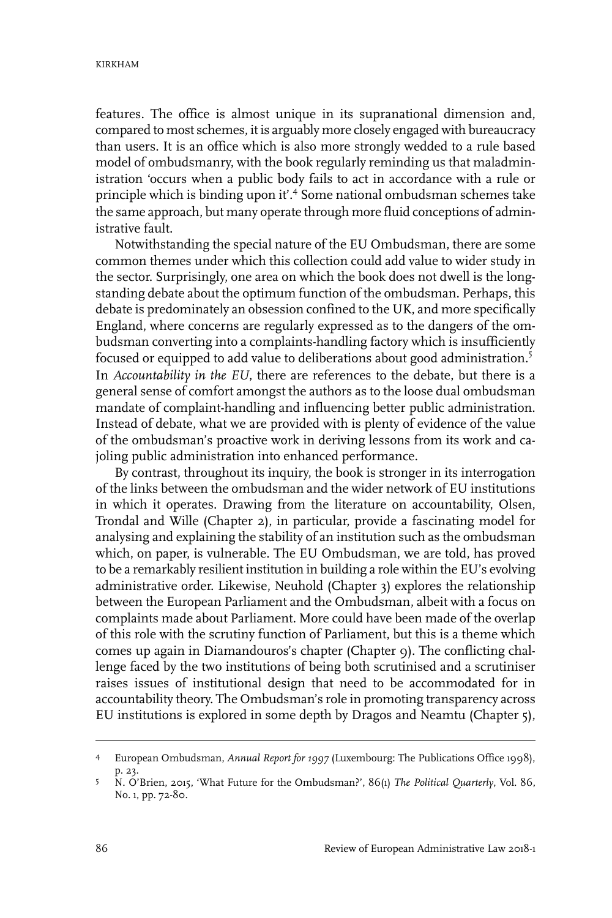features. The office is almost unique in its supranational dimension and, compared to most schemes, it is arguably more closely engaged with bureaucracy than users. It is an office which is also more strongly wedded to a rule based model of ombudsmanry, with the book regularly reminding us that maladministration 'occurs when a public body fails to act in accordance with a rule or principle which is binding upon it'.[4] Some national ombudsman schemes take the same approach, but many operate through more fluid conceptions of administrative fault.

Notwithstanding the special nature of the EU Ombudsman, there are some common themes under which this collection could add value to wider study in the sector. Surprisingly, one area on which the book does not dwell is the longstanding debate about the optimum function of the ombudsman. Perhaps, this debate is predominately an obsession confined to the UK, and more specifically England, where concerns are regularly expressed as to the dangers of the ombudsman converting into a complaints-handling factory which is insufficiently focused or equipped to add value to deliberations about good administration.[5] In *Accountability in the EU*, there are references to the debate, but there is a general sense of comfort amongst the authors as to the loose dual ombudsman mandate of complaint-handling and influencing better public administration. Instead of debate, what we are provided with is plenty of evidence of the value of the ombudsman's proactive work in deriving lessons from its work and cajoling public administration into enhanced performance.

By contrast, throughout its inquiry, the book is stronger in its interrogation of the links between the ombudsman and the wider network of EU institutions in which it operates. Drawing from the literature on accountability, Olsen, Trondal and Wille (Chapter 2), in particular, provide a fascinating model for analysing and explaining the stability of an institution such as the ombudsman which, on paper, is vulnerable. The EU Ombudsman, we are told, has proved to be a remarkably resilient institution in building a role within the EU's evolving administrative order. Likewise, Neuhold (Chapter 3) explores the relationship between the European Parliament and the Ombudsman, albeit with a focus on complaints made about Parliament. More could have been made of the overlap of this role with the scrutiny function of Parliament, but this is a theme which comes up again in Diamandouros's chapter (Chapter 9). The conflicting challenge faced by the two institutions of being both scrutinised and a scrutiniser raises issues of institutional design that need to be accommodated for in accountability theory. The Ombudsman's role in promoting transparency across EU institutions is explored in some depth by Dragos and Neamtu (Chapter 5),

---

[4] European Ombudsman, *Annual Report for 1997* (Luxembourg: The Publications Office 1998), p. 23.

[5] N. O'Brien, 2015, 'What Future for the Ombudsman?', 86(1) *The Political Quarterly*, Vol. 86, No. 1, pp. 72-80.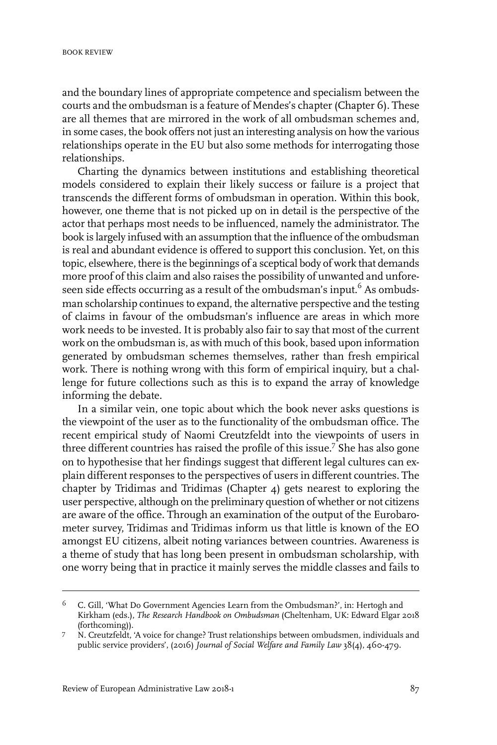and the boundary lines of appropriate competence and specialism between the courts and the ombudsman is a feature of Mendes's chapter (Chapter 6). These are all themes that are mirrored in the work of all ombudsman schemes and, in some cases, the book offers not just an interesting analysis on how the various relationships operate in the EU but also some methods for interrogating those relationships.

Charting the dynamics between institutions and establishing theoretical models considered to explain their likely success or failure is a project that transcends the different forms of ombudsman in operation. Within this book, however, one theme that is not picked up on in detail is the perspective of the actor that perhaps most needs to be influenced, namely the administrator. The book is largely infused with an assumption that the influence of the ombudsman is real and abundant evidence is offered to support this conclusion. Yet, on this topic, elsewhere, there is the beginnings of a sceptical body of work that demands more proof of this claim and also raises the possibility of unwanted and unforeseen side effects occurring as a result of the ombudsman's input.[6] As ombudsman scholarship continues to expand, the alternative perspective and the testing of claims in favour of the ombudsman's influence are areas in which more work needs to be invested. It is probably also fair to say that most of the current work on the ombudsman is, as with much of this book, based upon information generated by ombudsman schemes themselves, rather than fresh empirical work. There is nothing wrong with this form of empirical inquiry, but a challenge for future collections such as this is to expand the array of knowledge informing the debate.

In a similar vein, one topic about which the book never asks questions is the viewpoint of the user as to the functionality of the ombudsman office. The recent empirical study of Naomi Creutzfeldt into the viewpoints of users in three different countries has raised the profile of this issue.[7] She has also gone on to hypothesise that her findings suggest that different legal cultures can explain different responses to the perspectives of users in different countries. The chapter by Tridimas and Tridimas (Chapter 4) gets nearest to exploring the user perspective, although on the preliminary question of whether or not citizens are aware of the office. Through an examination of the output of the Eurobarometer survey, Tridimas and Tridimas inform us that little is known of the EO amongst EU citizens, albeit noting variances between countries. Awareness is a theme of study that has long been present in ombudsman scholarship, with one worry being that in practice it mainly serves the middle classes and fails to

---

6 C. Gill, 'What Do Government Agencies Learn from the Ombudsman?', in: Hertogh and Kirkham (eds.), *The Research Handbook on Ombudsman* (Cheltenham, UK: Edward Elgar 2018 (forthcoming)).

7 N. Creutzfeldt, 'A voice for change? Trust relationships between ombudsmen, individuals and public service providers', (2016) *Journal of Social Welfare and Family Law* 38(4), 460-479.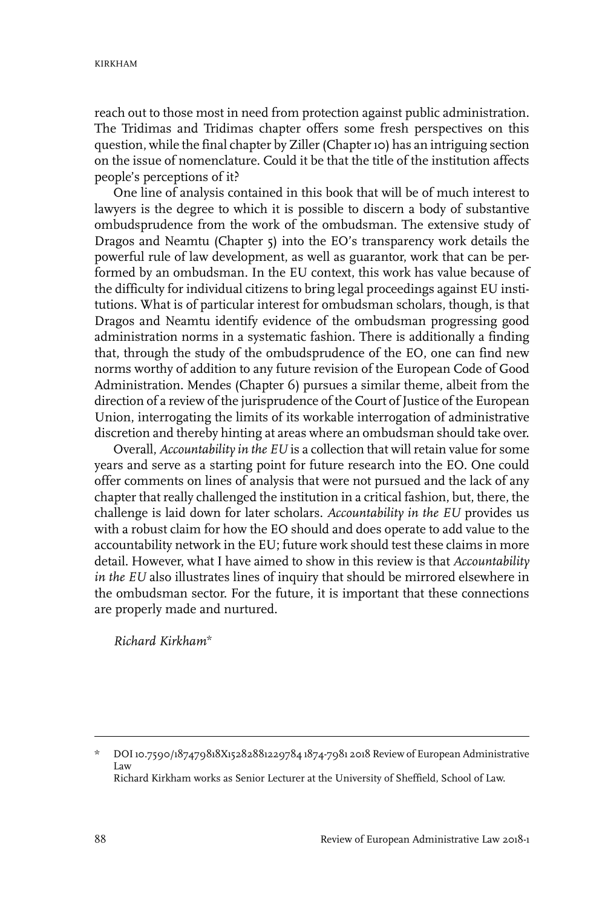reach out to those most in need from protection against public administration. The Tridimas and Tridimas chapter offers some fresh perspectives on this question, while the final chapter by Ziller (Chapter 10) has an intriguing section on the issue of nomenclature. Could it be that the title of the institution affects people's perceptions of it?

One line of analysis contained in this book that will be of much interest to lawyers is the degree to which it is possible to discern a body of substantive ombudsprudence from the work of the ombudsman. The extensive study of Dragos and Neamtu (Chapter 5) into the EO's transparency work details the powerful rule of law development, as well as guarantor, work that can be performed by an ombudsman. In the EU context, this work has value because of the difficulty for individual citizens to bring legal proceedings against EU institutions. What is of particular interest for ombudsman scholars, though, is that Dragos and Neamtu identify evidence of the ombudsman progressing good administration norms in a systematic fashion. There is additionally a finding that, through the study of the ombudsprudence of the EO, one can find new norms worthy of addition to any future revision of the European Code of Good Administration. Mendes (Chapter 6) pursues a similar theme, albeit from the direction of a review of the jurisprudence of the Court of Justice of the European Union, interrogating the limits of its workable interrogation of administrative discretion and thereby hinting at areas where an ombudsman should take over.

Overall, *Accountability in the EU* is a collection that will retain value for some years and serve as a starting point for future research into the EO. One could offer comments on lines of analysis that were not pursued and the lack of any chapter that really challenged the institution in a critical fashion, but, there, the challenge is laid down for later scholars. *Accountability in the EU* provides us with a robust claim for how the EO should and does operate to add value to the accountability network in the EU; future work should test these claims in more detail. However, what I have aimed to show in this review is that *Accountability in the EU* also illustrates lines of inquiry that should be mirrored elsewhere in the ombudsman sector. For the future, it is important that these connections are properly made and nurtured.

*Richard Kirkham**

---

\* DOI 10.7590/187479818X15282881229784 1874-7981 2018 Review of European Administrative Law
Richard Kirkham works as Senior Lecturer at the University of Sheffield, School of Law.